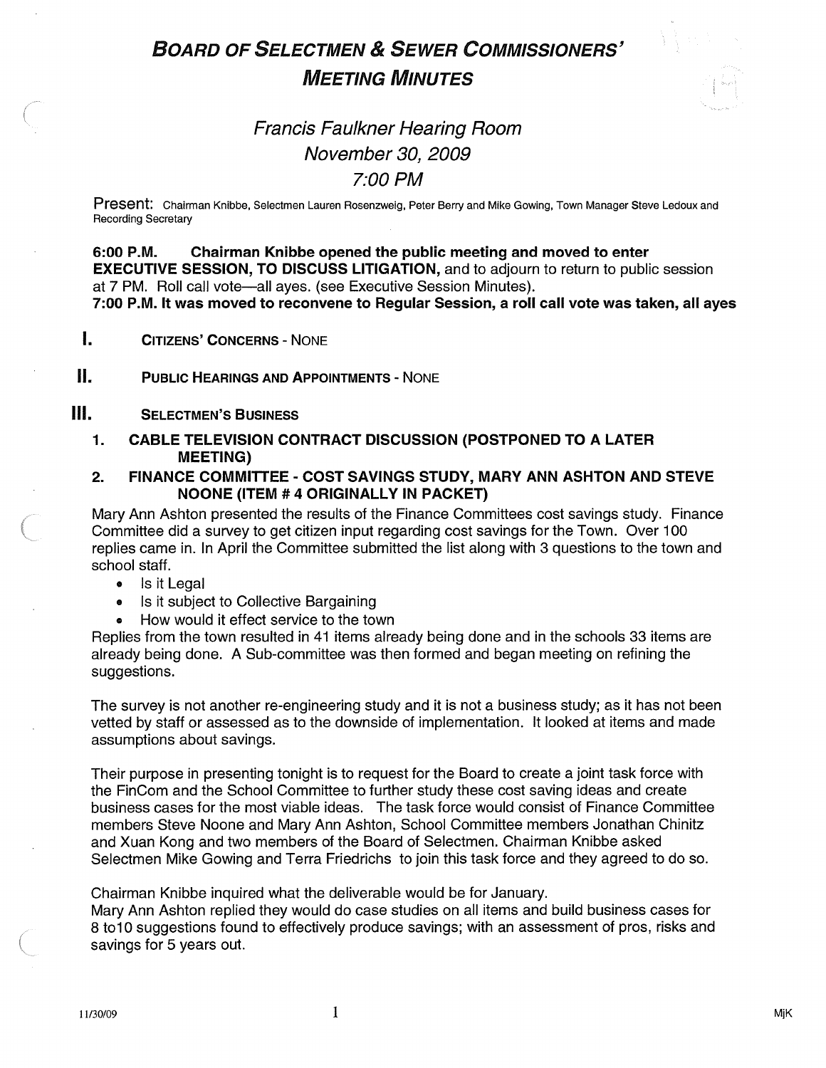# BOARD OF SELECTMEN & SEWER COMMISSIONERS' MEETING MINUTES

## Francis Faulkner Hearing Room
## November 30, 2009
## 7:00 PM

Present: Chairman Knibbe, Selectmen Lauren Rosenzweig, Peter Berry and Mike Gowing, Town Manager Steve Ledoux and Recording Secretary

**6:00 P.M. Chairman Knibbe opened the public meeting and moved to enter EXECUTIVE SESSION, TO DISCUSS LITIGATION,** and to adjourn to return to public session at 7 PM. Roll call vote—all ayes. (see Executive Session Minutes).

**7:00 P.M. It was moved to reconvene to Regular Session, a roll call vote was taken, all ayes**

**I. CITIZENS' CONCERNS** - NONE

**II. PUBLIC HEARINGS AND APPOINTMENTS** - NONE

**III. SELECTMEN'S BUSINESS**

**1. CABLE TELEVISION CONTRACT DISCUSSION (POSTPONED TO A LATER MEETING)**

**2. FINANCE COMMITTEE - COST SAVINGS STUDY, MARY ANN ASHTON AND STEVE NOONE (ITEM # 4 ORIGINALLY IN PACKET)**

Mary Ann Ashton presented the results of the Finance Committees cost savings study. Finance Committee did a survey to get citizen input regarding cost savings for the Town. Over 100 replies came in. In April the Committee submitted the list along with 3 questions to the town and school staff.

- Is it Legal
- Is it subject to Collective Bargaining
- How would it effect service to the town

Replies from the town resulted in 41 items already being done and in the schools 33 items are already being done. A Sub-committee was then formed and began meeting on refining the suggestions.

The survey is not another re-engineering study and it is not a business study; as it has not been vetted by staff or assessed as to the downside of implementation. It looked at items and made assumptions about savings.

Their purpose in presenting tonight is to request for the Board to create a joint task force with the FinCom and the School Committee to further study these cost saving ideas and create business cases for the most viable ideas. The task force would consist of Finance Committee members Steve Noone and Mary Ann Ashton, School Committee members Jonathan Chinitz and Xuan Kong and two members of the Board of Selectmen. Chairman Knibbe asked Selectmen Mike Gowing and Terra Friedrichs to join this task force and they agreed to do so.

Chairman Knibbe inquired what the deliverable would be for January.

Mary Ann Ashton replied they would do case studies on all items and build business cases for 8 to10 suggestions found to effectively produce savings; with an assessment of pros, risks and savings for 5 years out.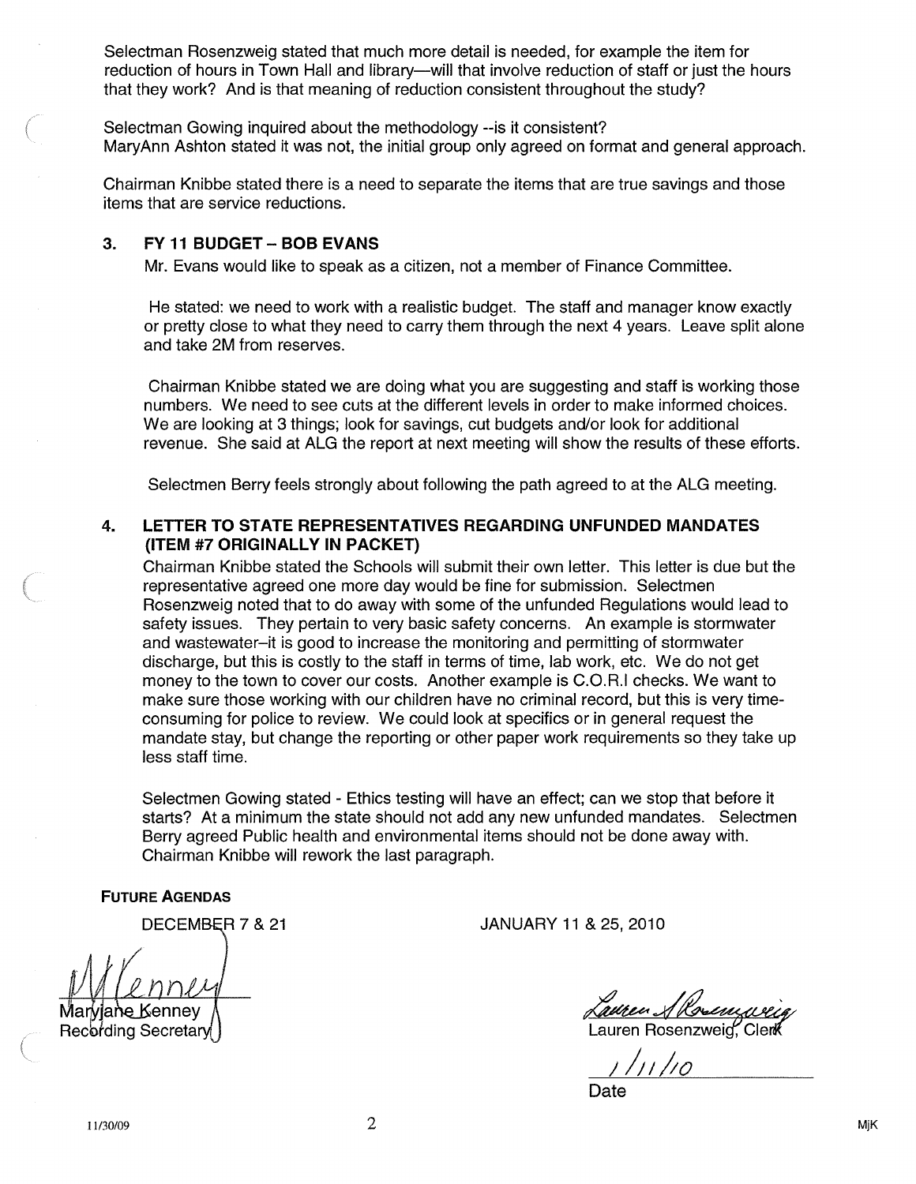Selectman Rosenzweig stated that much more detail is needed, for example the item for reduction of hours in Town Hall and library—will that involve reduction of staff or just the hours that they work? And is that meaning of reduction consistent throughout the study?

Selectman Gowing inquired about the methodology --is it consistent?
MaryAnn Ashton stated it was not, the initial group only agreed on format and general approach.

Chairman Knibbe stated there is a need to separate the items that are true savings and those items that are service reductions.

### 3. FY 11 BUDGET – BOB EVANS

Mr. Evans would like to speak as a citizen, not a member of Finance Committee.

He stated: we need to work with a realistic budget. The staff and manager know exactly or pretty close to what they need to carry them through the next 4 years. Leave split alone and take 2M from reserves.

Chairman Knibbe stated we are doing what you are suggesting and staff is working those numbers. We need to see cuts at the different levels in order to make informed choices. We are looking at 3 things; look for savings, cut budgets and/or look for additional revenue. She said at ALG the report at next meeting will show the results of these efforts.

Selectmen Berry feels strongly about following the path agreed to at the ALG meeting.

### 4. LETTER TO STATE REPRESENTATIVES REGARDING UNFUNDED MANDATES (ITEM #7 ORIGINALLY IN PACKET)

Chairman Knibbe stated the Schools will submit their own letter. This letter is due but the representative agreed one more day would be fine for submission. Selectmen Rosenzweig noted that to do away with some of the unfunded Regulations would lead to safety issues. They pertain to very basic safety concerns. An example is stormwater and wastewater–it is good to increase the monitoring and permitting of stormwater discharge, but this is costly to the staff in terms of time, lab work, etc. We do not get money to the town to cover our costs. Another example is C.O.R.I checks. We want to make sure those working with our children have no criminal record, but this is very time-consuming for police to review. We could look at specifics or in general request the mandate stay, but change the reporting or other paper work requirements so they take up less staff time.

Selectmen Gowing stated - Ethics testing will have an effect; can we stop that before it starts? At a minimum the state should not add any new unfunded mandates. Selectmen Berry agreed Public health and environmental items should not be done away with. Chairman Knibbe will rework the last paragraph.

**FUTURE AGENDAS**

DECEMBER 7 & 21 JANUARY 11 & 25, 2010

Maryjane Kenney
Recording Secretary

Lauren Rosenzweig, Clerk

1/11/10
Date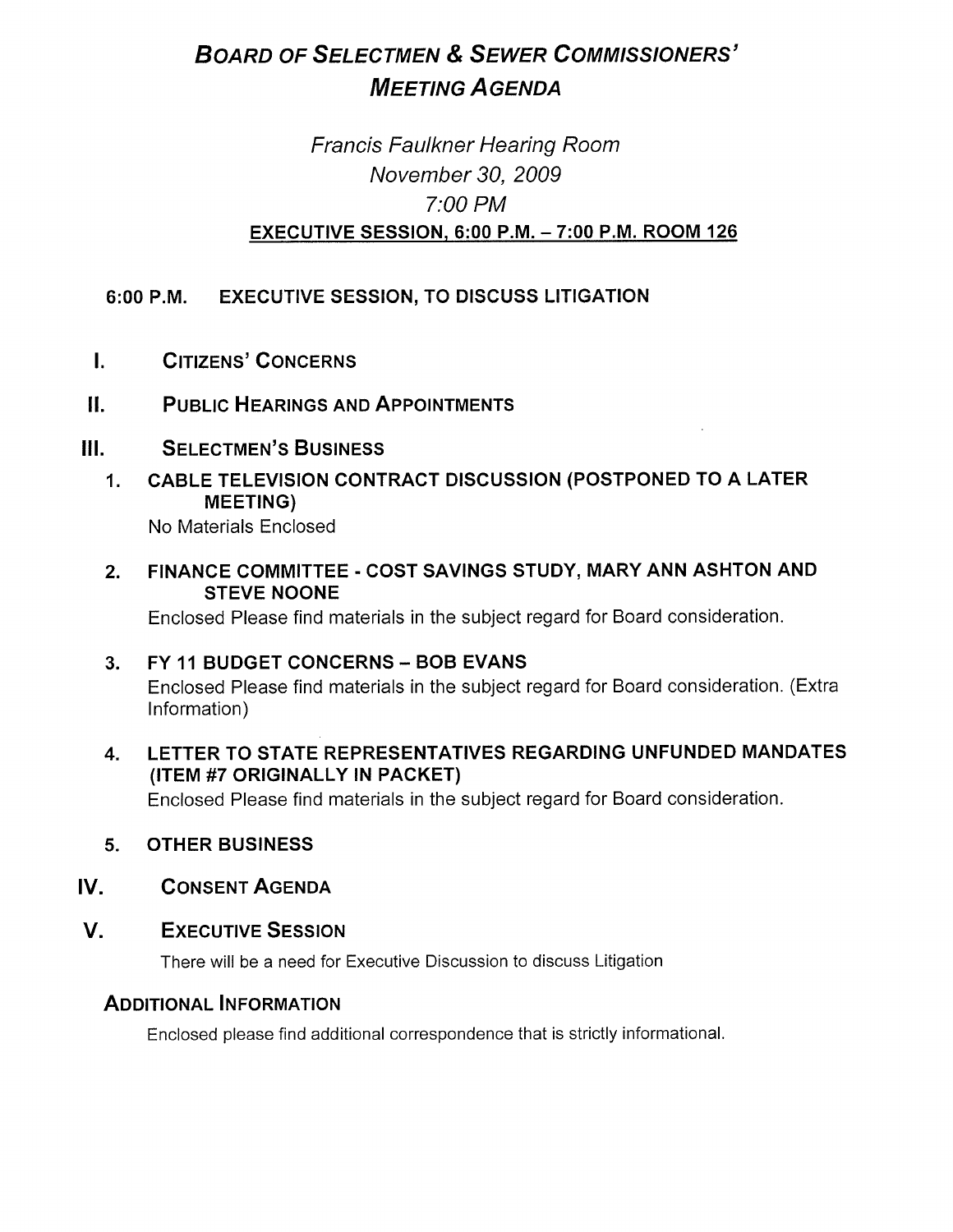# *Board of Selectmen & Sewer Commissioners' Meeting Agenda*

*Francis Faulkner Hearing Room*
*November 30, 2009*
*7:00 PM*

**EXECUTIVE SESSION, 6:00 P.M. – 7:00 P.M. ROOM 126**

**6:00 P.M. EXECUTIVE SESSION, TO DISCUSS LITIGATION**

## I. Citizens' Concerns

## II. Public Hearings and Appointments

## III. Selectmen's Business

1. **CABLE TELEVISION CONTRACT DISCUSSION (POSTPONED TO A LATER MEETING)**
   No Materials Enclosed

2. **FINANCE COMMITTEE - COST SAVINGS STUDY, MARY ANN ASHTON AND STEVE NOONE**
   Enclosed Please find materials in the subject regard for Board consideration.

3. **FY 11 BUDGET CONCERNS – BOB EVANS**
   Enclosed Please find materials in the subject regard for Board consideration. (Extra Information)

4. **LETTER TO STATE REPRESENTATIVES REGARDING UNFUNDED MANDATES (ITEM #7 ORIGINALLY IN PACKET)**
   Enclosed Please find materials in the subject regard for Board consideration.

5. **OTHER BUSINESS**

## IV. Consent Agenda

## V. Executive Session

There will be a need for Executive Discussion to discuss Litigation

## Additional Information

Enclosed please find additional correspondence that is strictly informational.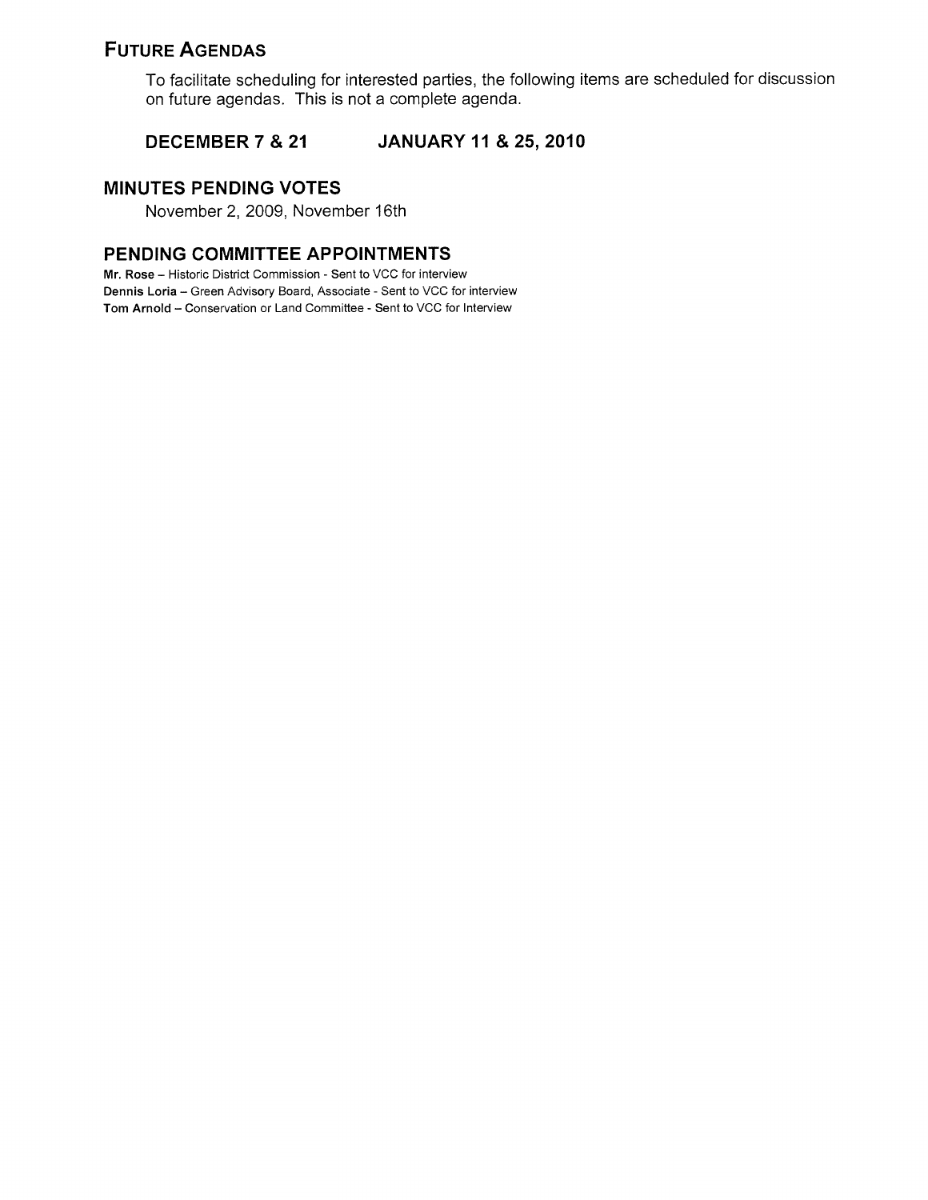## Future Agendas

To facilitate scheduling for interested parties, the following items are scheduled for discussion on future agendas. This is not a complete agenda.

### DECEMBER 7 & 21 JANUARY 11 & 25, 2010

## MINUTES PENDING VOTES

November 2, 2009, November 16th

## PENDING COMMITTEE APPOINTMENTS

**Mr. Rose** – Historic District Commission - Sent to VCC for interview
**Dennis Loria** – Green Advisory Board, Associate - Sent to VCC for interview
**Tom Arnold** – Conservation or Land Committee - Sent to VCC for Interview